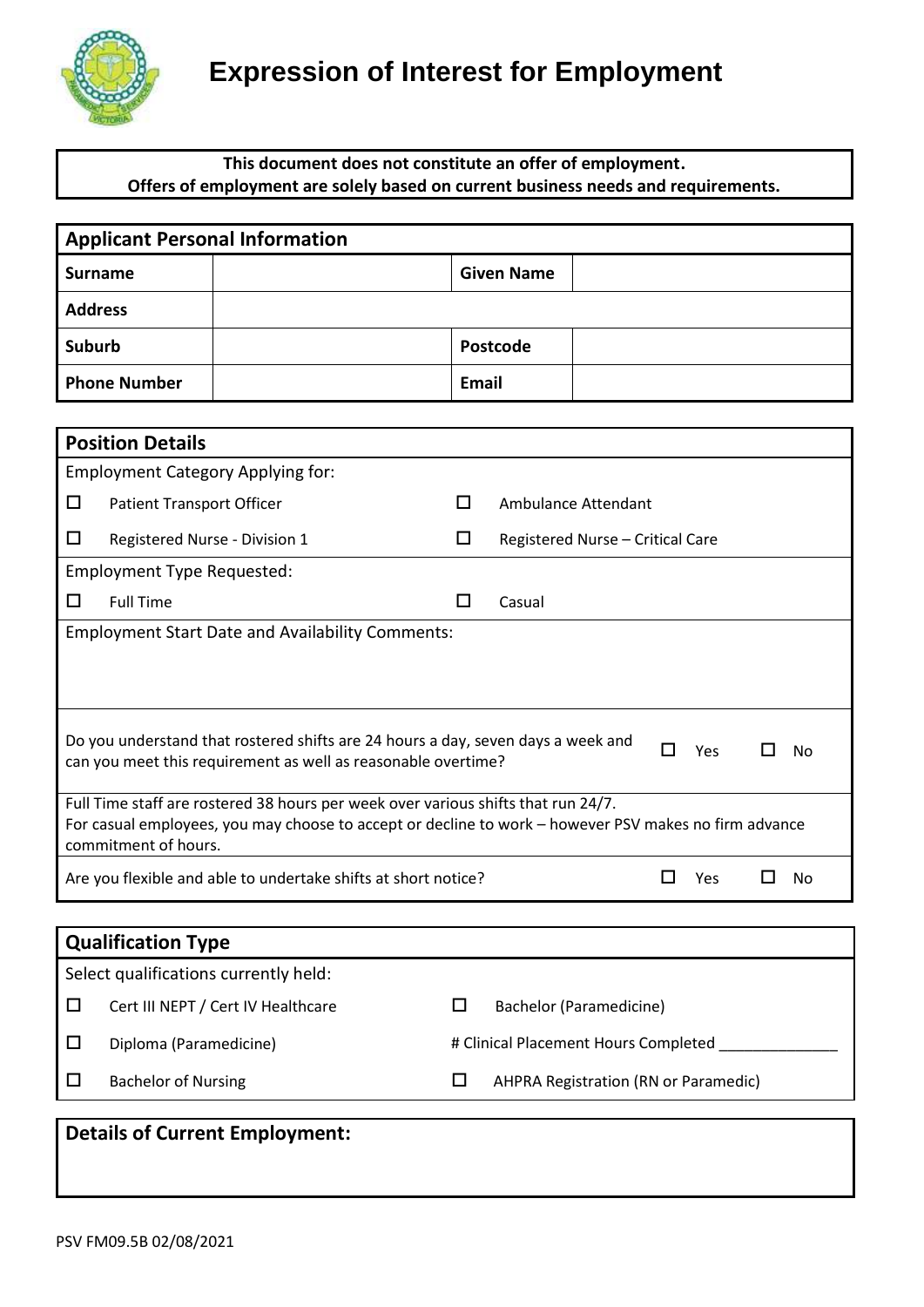# Expression of Interest for Employment

**This document does not constitute an offer of employment.**
**Offers of employment are solely based on current business needs and requirements.**

## Applicant Personal Information

| | | | |
|---|---|---|---|
| **Surname** | | **Given Name** | |
| **Address** | | | |
| **Suburb** | | **Postcode** | |
| **Phone Number** | | **Email** | |

## Position Details

Employment Category Applying for:

- ☐ Patient Transport Officer
- ☐ Ambulance Attendant
- ☐ Registered Nurse - Division 1
- ☐ Registered Nurse – Critical Care

Employment Type Requested:

- ☐ Full Time
- ☐ Casual

Employment Start Date and Availability Comments:

Do you understand that rostered shifts are 24 hours a day, seven days a week and can you meet this requirement as well as reasonable overtime? ☐ Yes ☐ No

Full Time staff are rostered 38 hours per week over various shifts that run 24/7.
For casual employees, you may choose to accept or decline to work – however PSV makes no firm advance commitment of hours.

Are you flexible and able to undertake shifts at short notice? ☐ Yes ☐ No

## Qualification Type

Select qualifications currently held:

- ☐ Cert III NEPT / Cert IV Healthcare
- ☐ Bachelor (Paramedicine)
- ☐ Diploma (Paramedicine)
- # Clinical Placement Hours Completed ______________
- ☐ Bachelor of Nursing
- ☐ AHPRA Registration (RN or Paramedic)

## Details of Current Employment:

PSV FM09.5B 02/08/2021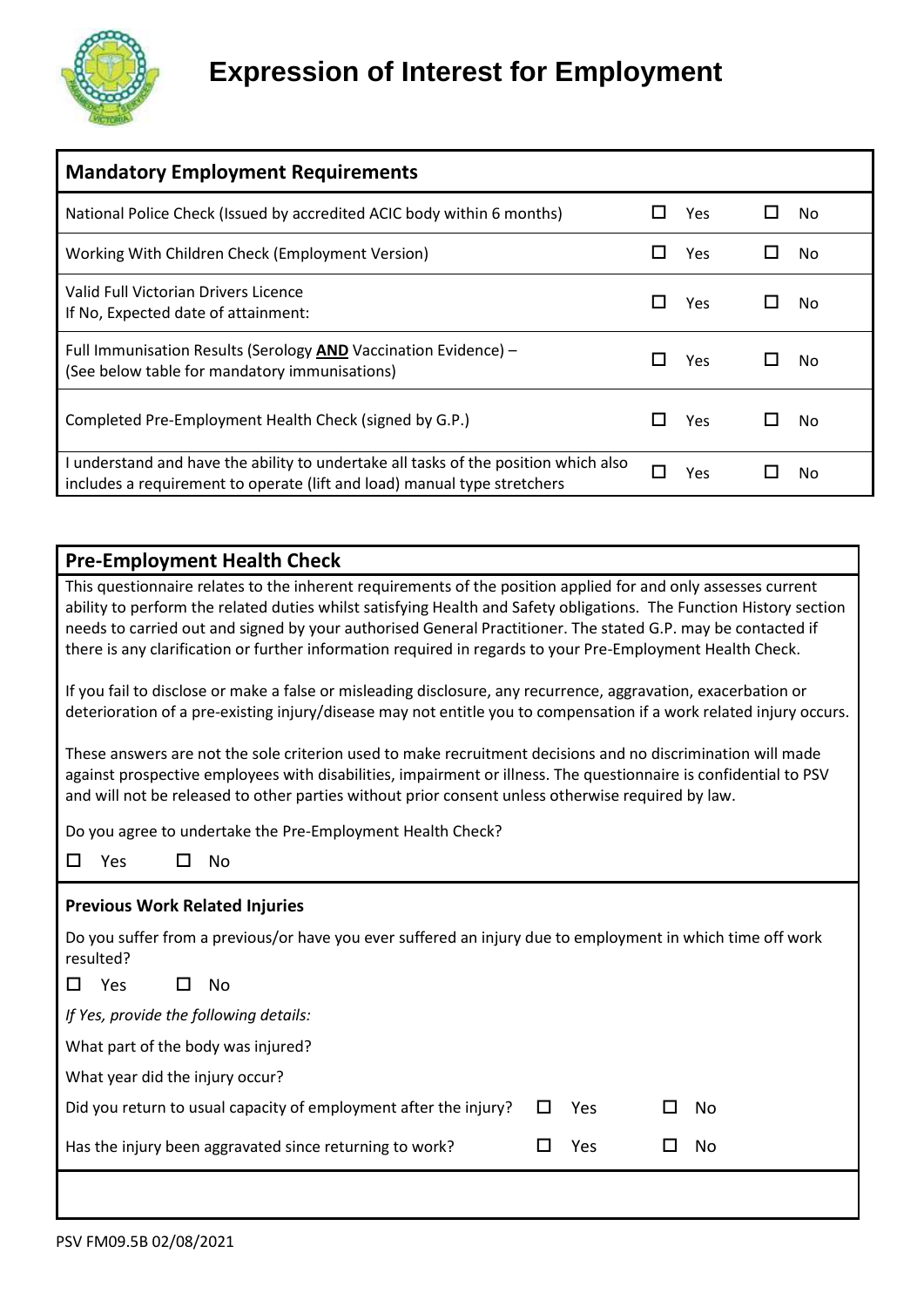# Expression of Interest for Employment

| Mandatory Employment Requirements | | |
|---|---|---|
| National Police Check (Issued by accredited ACIC body within 6 months) | ☐ Yes | ☐ No |
| Working With Children Check (Employment Version) | ☐ Yes | ☐ No |
| Valid Full Victorian Drivers Licence<br>If No, Expected date of attainment: | ☐ Yes | ☐ No |
| Full Immunisation Results (Serology **AND** Vaccination Evidence) – (See below table for mandatory immunisations) | ☐ Yes | ☐ No |
| Completed Pre-Employment Health Check (signed by G.P.) | ☐ Yes | ☐ No |
| I understand and have the ability to undertake all tasks of the position which also includes a requirement to operate (lift and load) manual type stretchers | ☐ Yes | ☐ No |

## Pre-Employment Health Check

This questionnaire relates to the inherent requirements of the position applied for and only assesses current ability to perform the related duties whilst satisfying Health and Safety obligations. The Function History section needs to carried out and signed by your authorised General Practitioner. The stated G.P. may be contacted if there is any clarification or further information required in regards to your Pre-Employment Health Check.

If you fail to disclose or make a false or misleading disclosure, any recurrence, aggravation, exacerbation or deterioration of a pre-existing injury/disease may not entitle you to compensation if a work related injury occurs.

These answers are not the sole criterion used to make recruitment decisions and no discrimination will made against prospective employees with disabilities, impairment or illness. The questionnaire is confidential to PSV and will not be released to other parties without prior consent unless otherwise required by law.

Do you agree to undertake the Pre-Employment Health Check?

☐ Yes ☐ No

### Previous Work Related Injuries

Do you suffer from a previous/or have you ever suffered an injury due to employment in which time off work resulted?

☐ Yes ☐ No

*If Yes, provide the following details:*

What part of the body was injured?

What year did the injury occur?

Did you return to usual capacity of employment after the injury? ☐ Yes ☐ No

Has the injury been aggravated since returning to work? ☐ Yes ☐ No

PSV FM09.5B 02/08/2021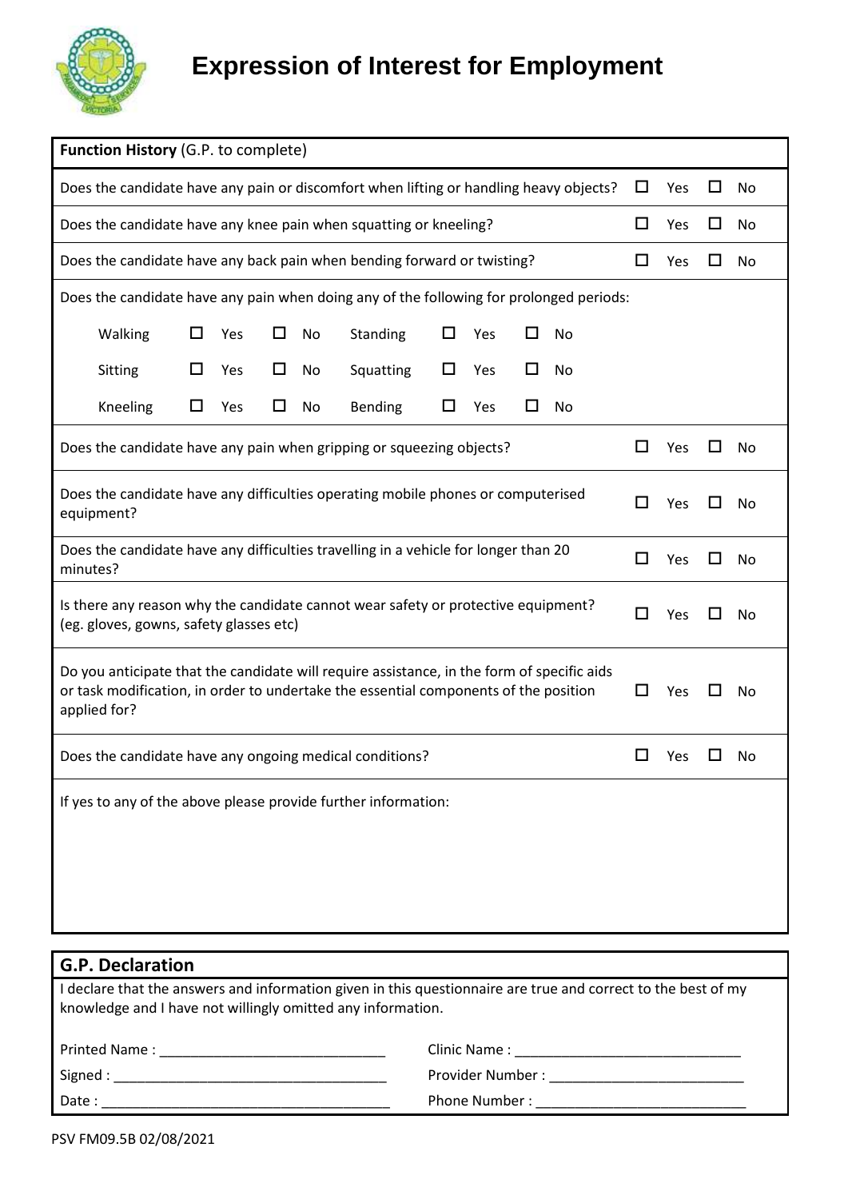# Expression of Interest for Employment

| **Function History** (G.P. to complete) | | |
|---|---|---|
| Does the candidate have any pain or discomfort when lifting or handling heavy objects? | ☐ Yes | ☐ No |
| Does the candidate have any knee pain when squatting or kneeling? | ☐ Yes | ☐ No |
| Does the candidate have any back pain when bending forward or twisting? | ☐ Yes | ☐ No |
| Does the candidate have any pain when doing any of the following for prolonged periods: | | |

| | | | | | |
|---|---|---|---|---|---|
| Walking | ☐ Yes | ☐ No | Standing | ☐ Yes | ☐ No |
| Sitting | ☐ Yes | ☐ No | Squatting | ☐ Yes | ☐ No |
| Kneeling | ☐ Yes | ☐ No | Bending | ☐ Yes | ☐ No |

| | | |
|---|---|---|
| Does the candidate have any pain when gripping or squeezing objects? | ☐ Yes | ☐ No |
| Does the candidate have any difficulties operating mobile phones or computerised equipment? | ☐ Yes | ☐ No |
| Does the candidate have any difficulties travelling in a vehicle for longer than 20 minutes? | ☐ Yes | ☐ No |
| Is there any reason why the candidate cannot wear safety or protective equipment? (eg. gloves, gowns, safety glasses etc) | ☐ Yes | ☐ No |
| Do you anticipate that the candidate will require assistance, in the form of specific aids or task modification, in order to undertake the essential components of the position applied for? | ☐ Yes | ☐ No |
| Does the candidate have any ongoing medical conditions? | ☐ Yes | ☐ No |

If yes to any of the above please provide further information:

## G.P. Declaration

I declare that the answers and information given in this questionnaire are true and correct to the best of my knowledge and I have not willingly omitted any information.

Printed Name : ____________________________ Clinic Name : ____________________________

Signed : ____________________________ Provider Number : ____________________________

Date : ____________________________ Phone Number : ____________________________

PSV FM09.5B 02/08/2021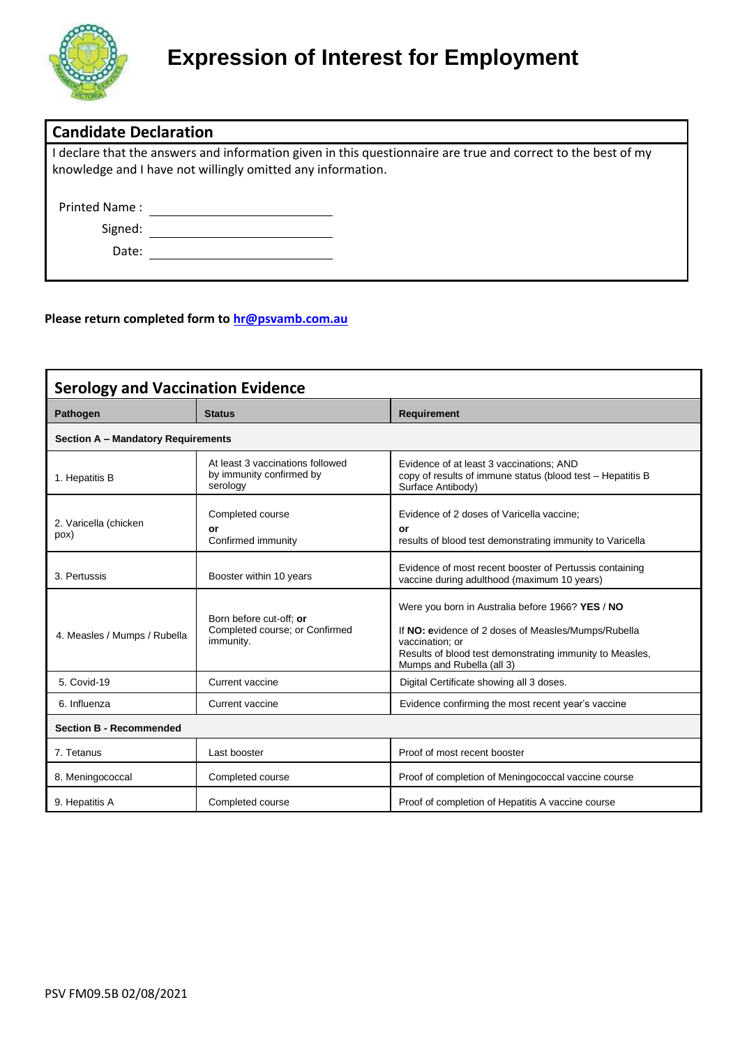# Expression of Interest for Employment

## Candidate Declaration

I declare that the answers and information given in this questionnaire are true and correct to the best of my knowledge and I have not willingly omitted any information.

Printed Name : ______________________

Signed: ______________________

Date: ______________________

**Please return completed form to [hr@psvamb.com.au](mailto:hr@psvamb.com.au)**

## Serology and Vaccination Evidence

| Pathogen | Status | Requirement |
|---|---|---|
| **Section A – Mandatory Requirements** | | |
| 1. Hepatitis B | At least 3 vaccinations followed by immunity confirmed by serology | Evidence of at least 3 vaccinations; AND copy of results of immune status (blood test – Hepatitis B Surface Antibody) |
| 2. Varicella (chicken pox) | Completed course **or** Confirmed immunity | Evidence of 2 doses of Varicella vaccine; **or** results of blood test demonstrating immunity to Varicella |
| 3. Pertussis | Booster within 10 years | Evidence of most recent booster of Pertussis containing vaccine during adulthood (maximum 10 years) |
| 4. Measles / Mumps / Rubella | Born before cut-off; **or** Completed course; or Confirmed immunity. | Were you born in Australia before 1966? **YES** / **NO**<br>If **NO: e**vidence of 2 doses of Measles/Mumps/Rubella vaccination; or Results of blood test demonstrating immunity to Measles, Mumps and Rubella (all 3) |
| 5. Covid-19 | Current vaccine | Digital Certificate showing all 3 doses. |
| 6. Influenza | Current vaccine | Evidence confirming the most recent year's vaccine |
| **Section B - Recommended** | | |
| 7. Tetanus | Last booster | Proof of most recent booster |
| 8. Meningococcal | Completed course | Proof of completion of Meningococcal vaccine course |
| 9. Hepatitis A | Completed course | Proof of completion of Hepatitis A vaccine course |

PSV FM09.5B 02/08/2021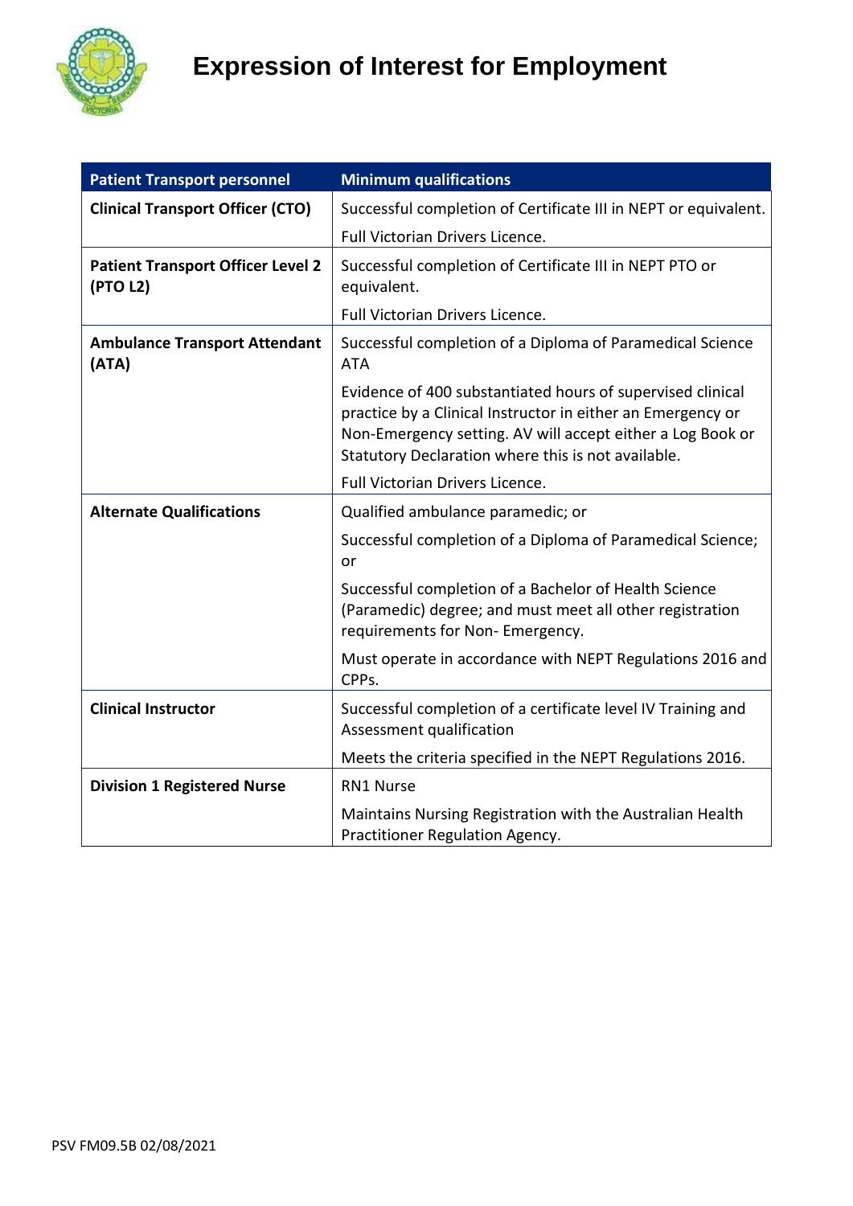# Expression of Interest for Employment

| Patient Transport personnel | Minimum qualifications |
| --- | --- |
| **Clinical Transport Officer (CTO)** | Successful completion of Certificate III in NEPT or equivalent.<br>Full Victorian Drivers Licence. |
| **Patient Transport Officer Level 2 (PTO L2)** | Successful completion of Certificate III in NEPT PTO or equivalent.<br>Full Victorian Drivers Licence. |
| **Ambulance Transport Attendant (ATA)** | Successful completion of a Diploma of Paramedical Science ATA<br>Evidence of 400 substantiated hours of supervised clinical practice by a Clinical Instructor in either an Emergency or Non-Emergency setting. AV will accept either a Log Book or Statutory Declaration where this is not available.<br>Full Victorian Drivers Licence. |
| **Alternate Qualifications** | Qualified ambulance paramedic; or<br>Successful completion of a Diploma of Paramedical Science; or<br>Successful completion of a Bachelor of Health Science (Paramedic) degree; and must meet all other registration requirements for Non- Emergency.<br>Must operate in accordance with NEPT Regulations 2016 and CPPs. |
| **Clinical Instructor** | Successful completion of a certificate level IV Training and Assessment qualification<br>Meets the criteria specified in the NEPT Regulations 2016. |
| **Division 1 Registered Nurse** | RN1 Nurse<br>Maintains Nursing Registration with the Australian Health Practitioner Regulation Agency. |

PSV FM09.5B 02/08/2021